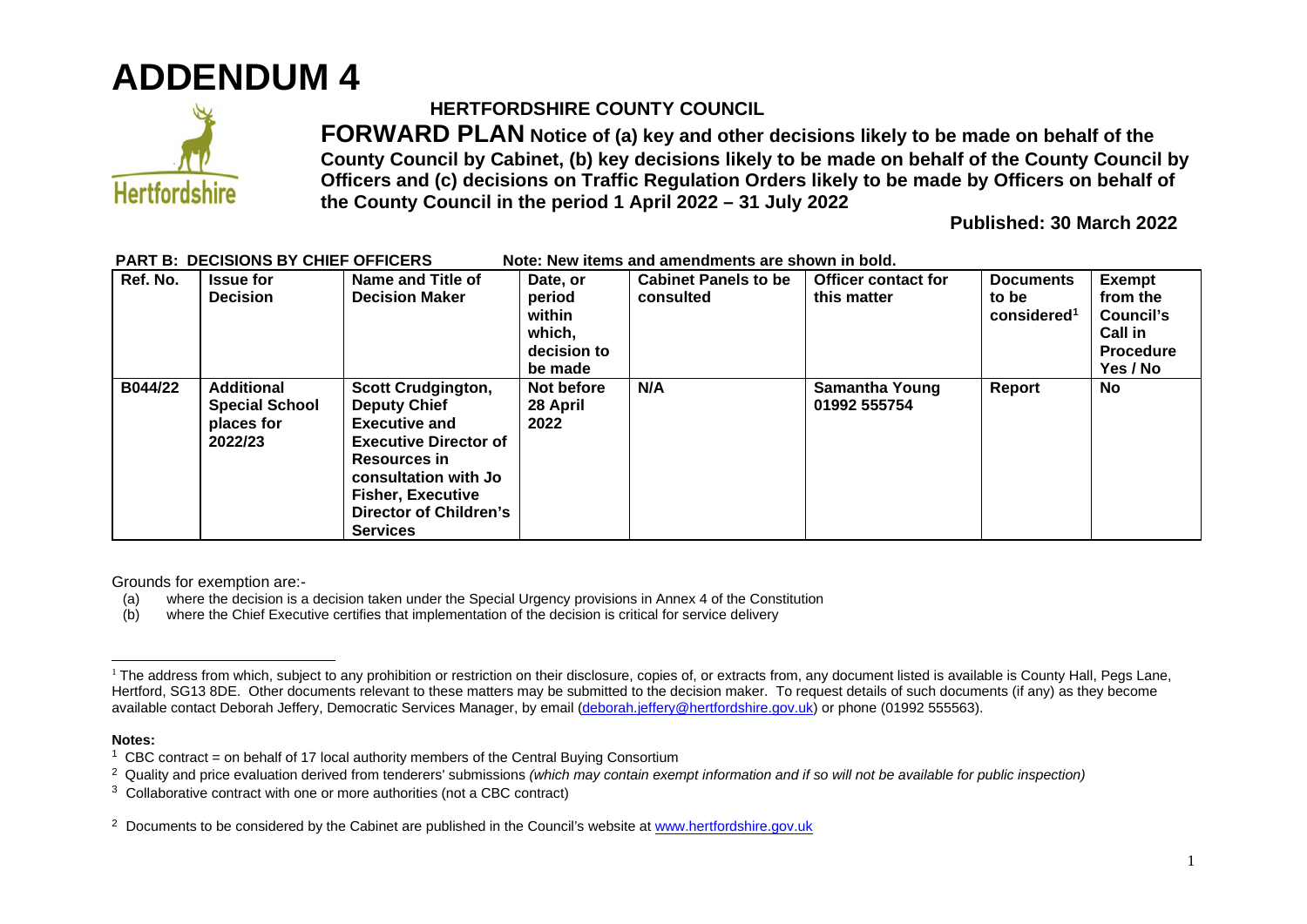# ADDENDUM 4

## HERTFORDSHIRE COUNTY COUNCIL

**FORWARD PLAN Notice of (a) key and other decisions likely to be made on behalf of the County Council by Cabinet, (b) key decisions likely to be made on behalf of the County Council by Officers and (c) decisions on Traffic Regulation Orders likely to be made by Officers on behalf of the County Council in the period 1 April 2022 – 31 July 2022**

**Published: 30 March 2022**

**PART B: DECISIONS BY CHIEF OFFICERS** **Note: New items and amendments are shown in bold.**

| Ref. No. | Issue for Decision | Name and Title of Decision Maker | Date, or period within which, decision to be made | Cabinet Panels to be consulted | Officer contact for this matter | Documents to be considered[1] | Exempt from the Council's Call in Procedure Yes / No |
|---|---|---|---|---|---|---|---|
| **B044/22** | **Additional Special School places for 2022/23** | **Scott Crudgington, Deputy Chief Executive and Executive Director of Resources in consultation with Jo Fisher, Executive Director of Children's Services** | **Not before 28 April 2022** | **N/A** | **Samantha Young 01992 555754** | **Report** | **No** |

Grounds for exemption are:-

(a) where the decision is a decision taken under the Special Urgency provisions in Annex 4 of the Constitution

(b) where the Chief Executive certifies that implementation of the decision is critical for service delivery

[1] The address from which, subject to any prohibition or restriction on their disclosure, copies of, or extracts from, any document listed is available is County Hall, Pegs Lane, Hertford, SG13 8DE. Other documents relevant to these matters may be submitted to the decision maker. To request details of such documents (if any) as they become available contact Deborah Jeffery, Democratic Services Manager, by email (deborah.jeffery@hertfordshire.gov.uk) or phone (01992 555563).

**Notes:**

[1] CBC contract = on behalf of 17 local authority members of the Central Buying Consortium

[2] Quality and price evaluation derived from tenderers' submissions *(which may contain exempt information and if so will not be available for public inspection)*

[3] Collaborative contract with one or more authorities (not a CBC contract)

[2] Documents to be considered by the Cabinet are published in the Council's website at www.hertfordshire.gov.uk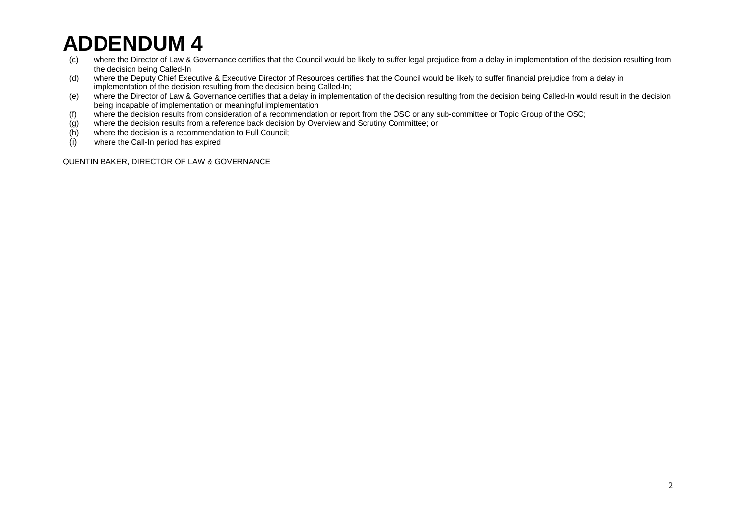# ADDENDUM 4

(c) where the Director of Law & Governance certifies that the Council would be likely to suffer legal prejudice from a delay in implementation of the decision resulting from the decision being Called-In

(d) where the Deputy Chief Executive & Executive Director of Resources certifies that the Council would be likely to suffer financial prejudice from a delay in implementation of the decision resulting from the decision being Called-In;

(e) where the Director of Law & Governance certifies that a delay in implementation of the decision resulting from the decision being Called-In would result in the decision being incapable of implementation or meaningful implementation

(f) where the decision results from consideration of a recommendation or report from the OSC or any sub-committee or Topic Group of the OSC;

(g) where the decision results from a reference back decision by Overview and Scrutiny Committee; or

(h) where the decision is a recommendation to Full Council;

(i) where the Call-In period has expired

QUENTIN BAKER, DIRECTOR OF LAW & GOVERNANCE